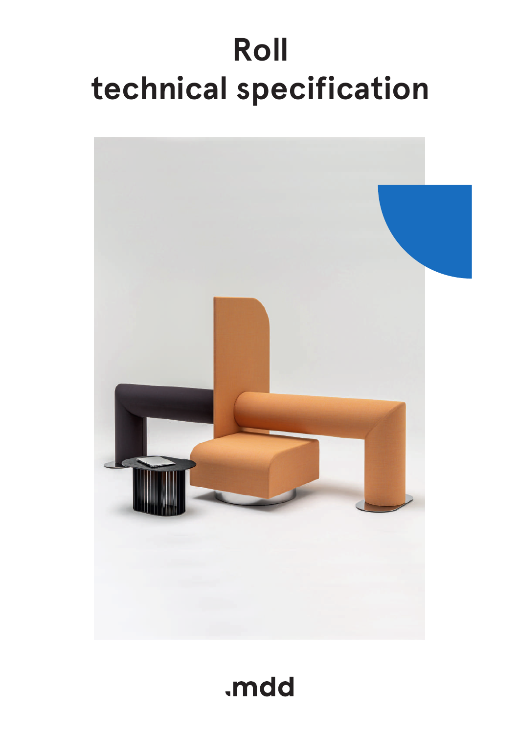# Roll technical specification

.mdd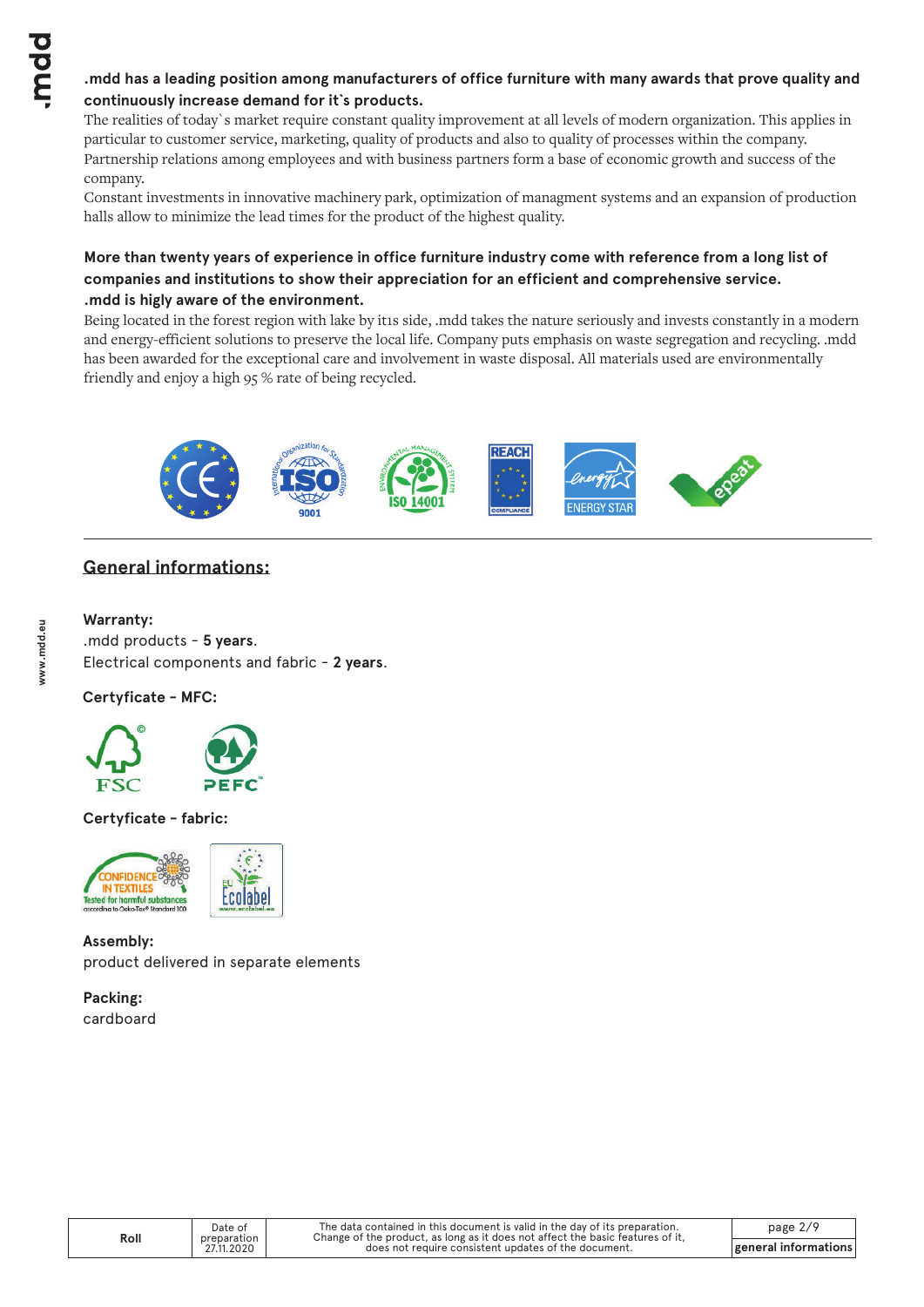**.mdd has a leading position among manufacturers of office furniture with many awards that prove quality and continuously increase demand for it`s products.**

The realities of today`s market require constant quality improvement at all levels of modern organization. This applies in particular to customer service, marketing, quality of products and also to quality of processes within the company. Partnership relations among employees and with business partners form a base of economic growth and success of the company.

Constant investments in innovative machinery park, optimization of managment systems and an expansion of production halls allow to minimize the lead times for the product of the highest quality.

**More than twenty years of experience in office furniture industry come with reference from a long list of companies and institutions to show their appreciation for an efficient and comprehensive service.**

**.mdd is higly aware of the environment.**

Being located in the forest region with lake by it1s side, .mdd takes the nature seriously and invests constantly in a modern and energy-efficient solutions to preserve the local life. Company puts emphasis on waste segregation and recycling. .mdd has been awarded for the exceptional care and involvement in waste disposal. All materials used are environmentally friendly and enjoy a high 95 % rate of being recycled.

## General informations:

**Warranty:**

.mdd products - **5 years**.

Electrical components and fabric - **2 years**.

**Certyficate - MFC:**

**Certyficate - fabric:**

**Assembly:**

product delivered in separate elements

**Packing:**

cardboard

| Roll | Date of preparation 27.11.2020 | The data contained in this document is valid in the day of its preparation. Change of the product, as long as it does not affect the basic features of it, does not require consistent updates of the document. | general informations |
|---|---|---|---|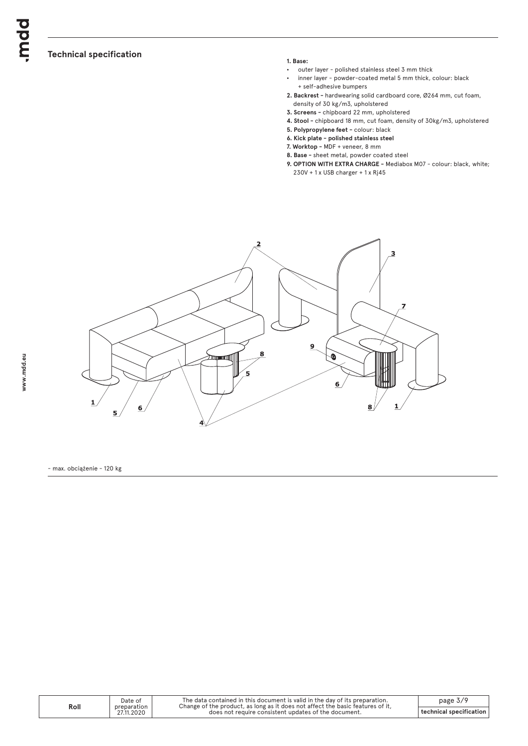## Technical specification

**1. Base:**

- outer layer - polished stainless steel 3 mm thick
- inner layer - powder-coated metal 5 mm thick, colour: black + self-adhesive bumpers

**2. Backrest -** hardwearing solid cardboard core, Ø264 mm, cut foam, density of 30 kg/m3, upholstered

**3. Screens -** chipboard 22 mm, upholstered

**4. Stool -** chipboard 18 mm, cut foam, density of 30kg/m3, upholstered

**5. Polypropylene feet -** colour: black

**6. Kick plate - polished stainless steel**

**7. Worktop -** MDF + veneer, 8 mm

**8. Base -** sheet metal, powder coated steel

**9. OPTION WITH EXTRA CHARGE -** Mediabox M07 - colour: black, white; 230V + 1 x USB charger + 1 x Rj45

- max. obciążenie - 120 kg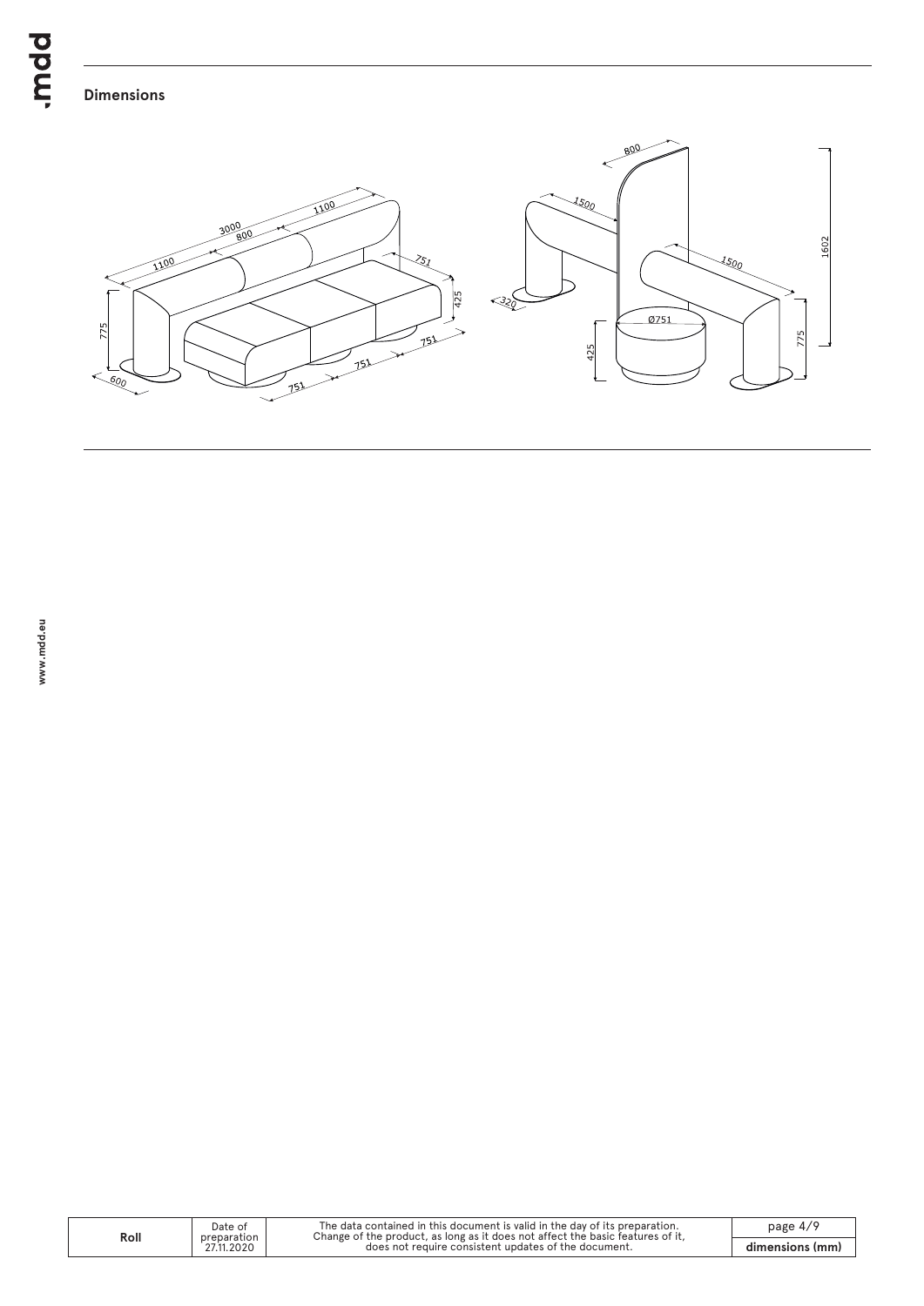## Dimensions

| Roll | Date of preparation 27.11.2020 | The data contained in this document is valid in the day of its preparation. Change of the product, as long as it does not affect the basic features of it, does not require consistent updates of the document. | dimensions (mm) |
|---|---|---|---|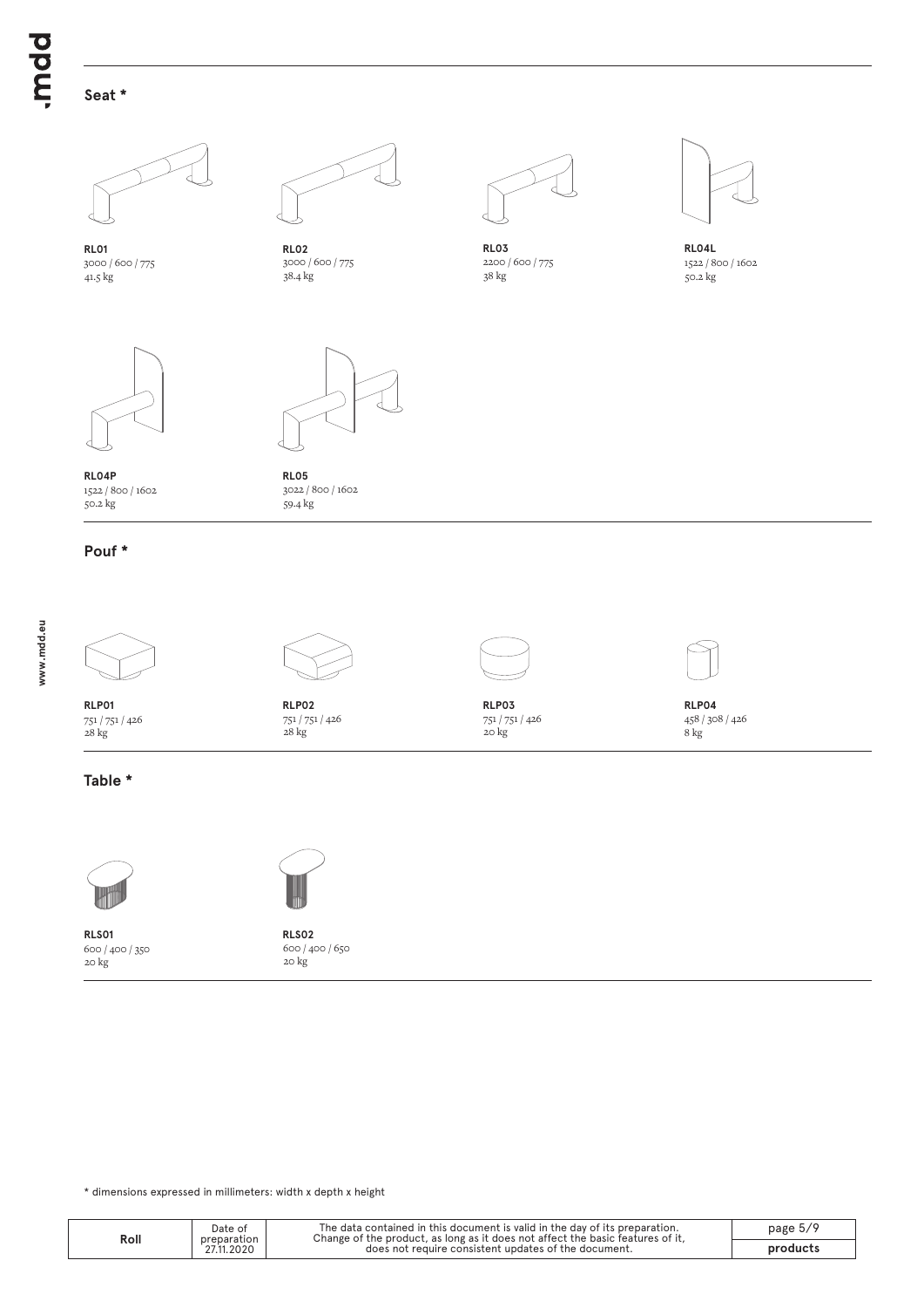## Seat *

**RL01**
3000 / 600 / 775
41.5 kg

**RL02**
3000 / 600 / 775
38.4 kg

**RL03**
2200 / 600 / 775
38 kg

**RL04L**
1522 / 800 / 1602
50.2 kg

**RL04P**
1522 / 800 / 1602
50.2 kg

**RL05**
3022 / 800 / 1602
59.4 kg

## Pouf *

**RLP01**
751 / 751 / 426
28 kg

**RLP02**
751 / 751 / 426
28 kg

**RLP03**
751 / 751 / 426
20 kg

**RLP04**
458 / 308 / 426
8 kg

## Table *

**RLS01**
600 / 400 / 350
20 kg

**RLS02**
600 / 400 / 650
20 kg

* dimensions expressed in millimeters: width x depth x height

| Roll | Date of preparation 27.11.2020 | The data contained in this document is valid in the day of its preparation. Change of the product, as long as it does not affect the basic features of it, does not require consistent updates of the document. | products |
| --- | --- | --- | --- |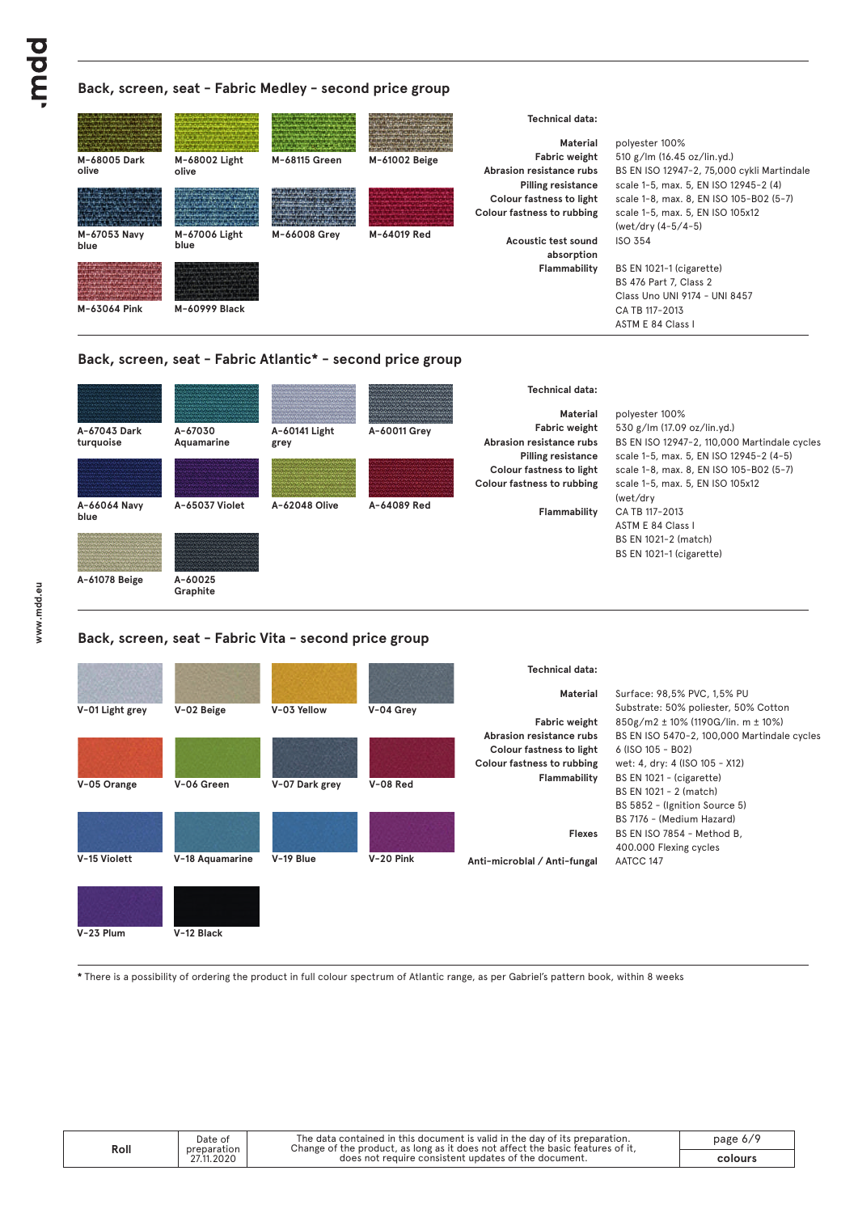## Back, screen, seat – Fabric Medley – second price group

M-68005 Dark olive
M-68002 Light olive
M-68115 Green
M-61002 Beige
M-67053 Navy blue
M-67006 Light blue
M-66008 Grey
M-64019 Red
M-63064 Pink
M-60999 Black

**Technical data:**

| | |
|---|---|
| **Material** | polyester 100% |
| **Fabric weight** | 510 g/lm (16.45 oz/lin.yd.) |
| **Abrasion resistance rubs** | BS EN ISO 12947-2, 75,000 cykli Martindale |
| **Pilling resistance** | scale 1-5, max. 5, EN ISO 12945-2 (4) |
| **Colour fastness to light** | scale 1-8, max. 8, EN ISO 105-B02 (5-7) |
| **Colour fastness to rubbing** | scale 1-5, max. 5, EN ISO 105x12 (wet/dry (4-5/4-5) |
| **Acoustic test sound absorption** | ISO 354 |
| **Flammability** | BS EN 1021-1 (cigarette)<br>BS 476 Part 7, Class 2<br>Class Uno UNI 9174 – UNI 8457<br>CA TB 117-2013<br>ASTM E 84 Class I |

## Back, screen, seat – Fabric Atlantic* – second price group

A-67043 Dark turquoise
A-67030 Aquamarine
A-60141 Light grey
A-60011 Grey
A-66064 Navy blue
A-65037 Violet
A-62048 Olive
A-64089 Red
A-61078 Beige
A-60025 Graphite

**Technical data:**

| | |
|---|---|
| **Material** | polyester 100% |
| **Fabric weight** | 530 g/lm (17.09 oz/lin.yd.) |
| **Abrasion resistance rubs** | BS EN ISO 12947-2, 110,000 Martindale cycles |
| **Pilling resistance** | scale 1-5, max. 5, EN ISO 12945-2 (4-5) |
| **Colour fastness to light** | scale 1-8, max. 8, EN ISO 105-B02 (5-7) |
| **Colour fastness to rubbing** | scale 1-5, max. 5, EN ISO 105x12 (wet/dry |
| **Flammability** | CA TB 117-2013<br>ASTM E 84 Class I<br>BS EN 1021-2 (match)<br>BS EN 1021-1 (cigarette) |

## Back, screen, seat – Fabric Vita – second price group

V-01 Light grey
V-02 Beige
V-03 Yellow
V-04 Grey
V-05 Orange
V-06 Green
V-07 Dark grey
V-08 Red
V-15 Violett
V-18 Aquamarine
V-19 Blue
V-20 Pink
V-23 Plum
V-12 Black

**Technical data:**

| | |
|---|---|
| **Material** | Surface: 98,5% PVC, 1,5% PU<br>Substrate: 50% poliester, 50% Cotton |
| **Fabric weight** | 850g/m2 ± 10% (1190G/lin. m ± 10%) |
| **Abrasion resistance rubs** | BS EN ISO 5470-2, 100,000 Martindale cycles |
| **Colour fastness to light** | 6 (ISO 105 - B02) |
| **Colour fastness to rubbing** | wet: 4, dry: 4 (ISO 105 - X12) |
| **Flammability** | BS EN 1021 - (cigarette)<br>BS EN 1021 - 2 (match)<br>BS 5852 - (Ignition Source 5)<br>BS 7176 - (Medium Hazard) |
| **Flexes** | BS EN ISO 7854 – Method B, 400.000 Flexing cycles |
| **Anti-microblal / Anti-fungal** | AATCC 147 |

* There is a possibility of ordering the product in full colour spectrum of Atlantic range, as per Gabriel's pattern book, within 8 weeks

| Roll | Date of preparation 27.11.2020 | The data contained in this document is valid in the day of its preparation. Change of the product, as long as it does not affect the basic features of it, does not require consistent updates of the document. | colours |
|---|---|---|---|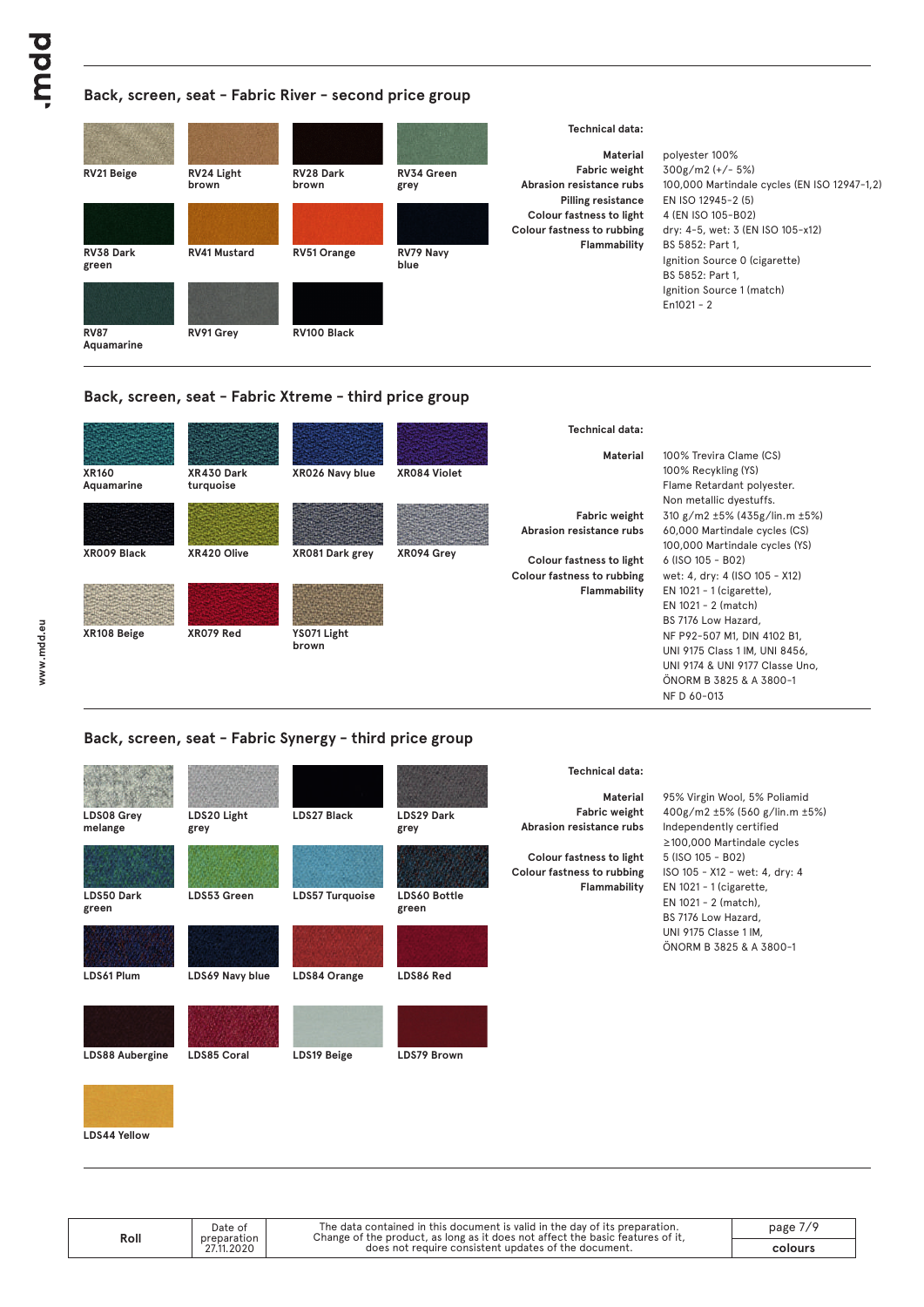## Back, screen, seat - Fabric River - second price group

RV21 Beige
RV24 Light brown
RV28 Dark brown
RV34 Green grey
RV38 Dark green
RV41 Mustard
RV51 Orange
RV79 Navy blue
RV87 Aquamarine
RV91 Grey
RV100 Black

**Technical data:**

| | |
|---|---|
| **Material** | polyester 100% |
| **Fabric weight** | 300g/m2 (+/- 5%) |
| **Abrasion resistance rubs** | 100,000 Martindale cycles (EN ISO 12947-1,2) |
| **Pilling resistance** | EN ISO 12945-2 (5) |
| **Colour fastness to light** | 4 (EN ISO 105-B02) |
| **Colour fastness to rubbing** | dry: 4-5, wet: 3 (EN ISO 105-x12) |
| **Flammability** | BS 5852: Part 1, Ignition Source 0 (cigarette) BS 5852: Part 1, Ignition Source 1 (match) En1021 - 2 |

## Back, screen, seat - Fabric Xtreme - third price group

XR160 Aquamarine
XR430 Dark turquoise
XR026 Navy blue
XR084 Violet
XR009 Black
XR420 Olive
XR081 Dark grey
XR094 Grey
XR108 Beige
XR079 Red
YS071 Light brown

**Technical data:**

| | |
|---|---|
| **Material** | 100% Trevira Clame (CS) 100% Recykling (YS) Flame Retardant polyester. Non metallic dyestuffs. |
| **Fabric weight** | 310 g/m2 ±5% (435g/lin.m ±5%) |
| **Abrasion resistance rubs** | 60,000 Martindale cycles (CS) 100,000 Martindale cycles (YS) |
| **Colour fastness to light** | 6 (ISO 105 - B02) |
| **Colour fastness to rubbing** | wet: 4, dry: 4 (ISO 105 - X12) |
| **Flammability** | EN 1021 - 1 (cigarette), EN 1021 - 2 (match) BS 7176 Low Hazard, NF P92-507 M1, DIN 4102 B1, UNI 9175 Class 1 IM, UNI 8456, UNI 9174 & UNI 9177 Classe Uno, ÖNORM B 3825 & A 3800-1 NF D 60-013 |

## Back, screen, seat - Fabric Synergy - third price group

LDS08 Grey melange
LDS20 Light grey
LDS27 Black
LDS29 Dark grey
LDS50 Dark green
LDS53 Green
LDS57 Turquoise
LDS60 Bottle green
LDS61 Plum
LDS69 Navy blue
LDS84 Orange
LDS86 Red
LDS88 Aubergine
LDS85 Coral
LDS19 Beige
LDS79 Brown
LDS44 Yellow

**Technical data:**

| | |
|---|---|
| **Material** | 95% Virgin Wool, 5% Poliamid |
| **Fabric weight** | 400g/m2 ±5% (560 g/lin.m ±5%) |
| **Abrasion resistance rubs** | Independently certified ≥100,000 Martindale cycles |
| **Colour fastness to light** | 5 (ISO 105 - B02) |
| **Colour fastness to rubbing** | ISO 105 - X12 - wet: 4, dry: 4 |
| **Flammability** | EN 1021 - 1 (cigarette, EN 1021 - 2 (match), BS 7176 Low Hazard, UNI 9175 Classe 1 IM, ÖNORM B 3825 & A 3800-1 |

| Roll | Date of preparation 27.11.2020 | The data contained in this document is valid in the day of its preparation. Change of the product, as long as it does not affect the basic features of it, does not require consistent updates of the document. | colours |
|---|---|---|---|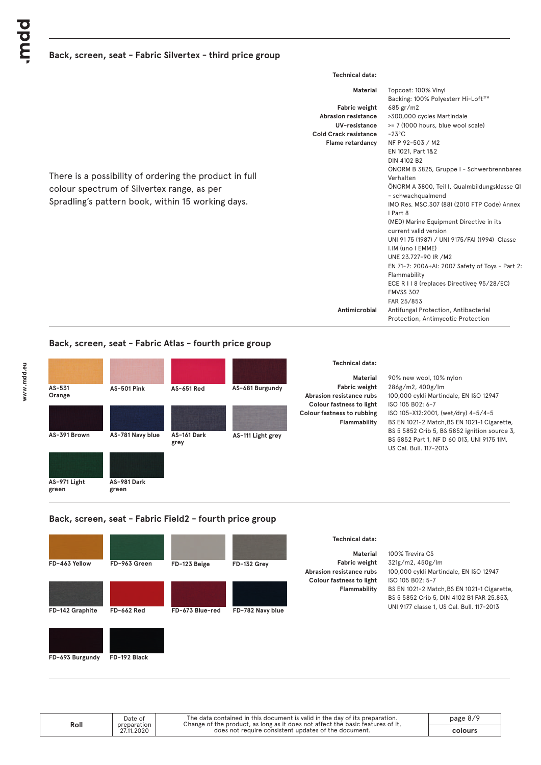## Back, screen, seat - Fabric Silvertex - third price group

There is a possibility of ordering the product in full colour spectrum of Silvertex range, as per Spradling's pattern book, within 15 working days.

**Technical data:**

| | |
|---|---|
| **Material** | Topcoat: 100% Vinyl<br>Backing: 100% Polyesterr Hi-Loft²™ |
| **Fabric weight** | 685 gr/m2 |
| **Abrasion resistance** | >300,000 cycles Martindale |
| **UV-resistance** | >= 7 (1000 hours, blue wool scale) |
| **Cold Crack resistance** | -23°C |
| **Flame retardancy** | NF P 92-503 / M2<br>EN 1021, Part 1&2<br>DIN 4102 B2<br>ÖNORM B 3825, Gruppe I - Schwerbrennbares Verhalten<br>ÖNORM A 3800, Teil I, Qualmbildungsklasse QI - schwachqualmend<br>IMO Res. MSC.307 (88) (2010 FTP Code) Annex I Part 8<br>(MED) Marine Equipment Directive in its current valid version<br>UNI 91 75 (1987) / UNI 9175/FAI (1994) Classe I.IM (uno I EMME)<br>UNE 23.727-90 IR /M2<br>EN 71-2: 2006+AI: 2007 Safety of Toys - Part 2: Flammability<br>ECE R I I 8 (replaces Directiveę 95/28/EC)<br>FMVSS 302<br>FAR 25/853 |
| **Antimicrobial** | Antifungal Protection, Antibacterial Protection, Antimycotic Protection |

## Back, screen, seat - Fabric Atlas - fourth price group

AS-531 Orange, AS-501 Pink, AS-651 Red, AS-681 Burgundy, AS-391 Brown, AS-781 Navy blue, AS-161 Dark grey, AS-111 Light grey, AS-971 Light green, AS-981 Dark green

**Technical data:**

| | |
|---|---|
| **Material** | 90% new wool, 10% nylon |
| **Fabric weight** | 286g/m2, 400g/lm |
| **Abrasion resistance rubs** | 100,000 cykli Martindale, EN ISO 12947 |
| **Colour fastness to light** | ISO 105 B02: 6-7 |
| **Colour fastness to rubbing** | ISO 105-X12:2001, (wet/dry) 4-5/4-5 |
| **Flammability** | BS EN 1021-2 Match,BS EN 1021-1 Cigarette, BS 5 5852 Crib 5, BS 5852 ignition source 3, BS 5852 Part 1, NF D 60 013, UNI 9175 1IM, US Cal. Bull. 117-2013 |

## Back, screen, seat - Fabric Field2 - fourth price group

FD-463 Yellow, FD-963 Green, FD-123 Beige, FD-132 Grey, FD-142 Graphite, FD-662 Red, FD-673 Blue-red, FD-782 Navy blue, FD-693 Burgundy, FD-192 Black

**Technical data:**

| | |
|---|---|
| **Material** | 100% Trevira CS |
| **Fabric weight** | 321g/m2, 450g/lm |
| **Abrasion resistance rubs** | 100,000 cykli Martindale, EN ISO 12947 |
| **Colour fastness to light** | ISO 105 B02: 5-7 |
| **Flammability** | BS EN 1021-2 Match,BS EN 1021-1 Cigarette, BS 5 5852 Crib 5, DIN 4102 B1 FAR 25.853, UNI 9177 classe 1, US Cal. Bull. 117-2013 |

| Roll | Date of preparation 27.11.2020 | The data contained in this document is valid in the day of its preparation. Change of the product, as long as it does not affect the basic features of it, does not require consistent updates of the document. | colours |
|---|---|---|---|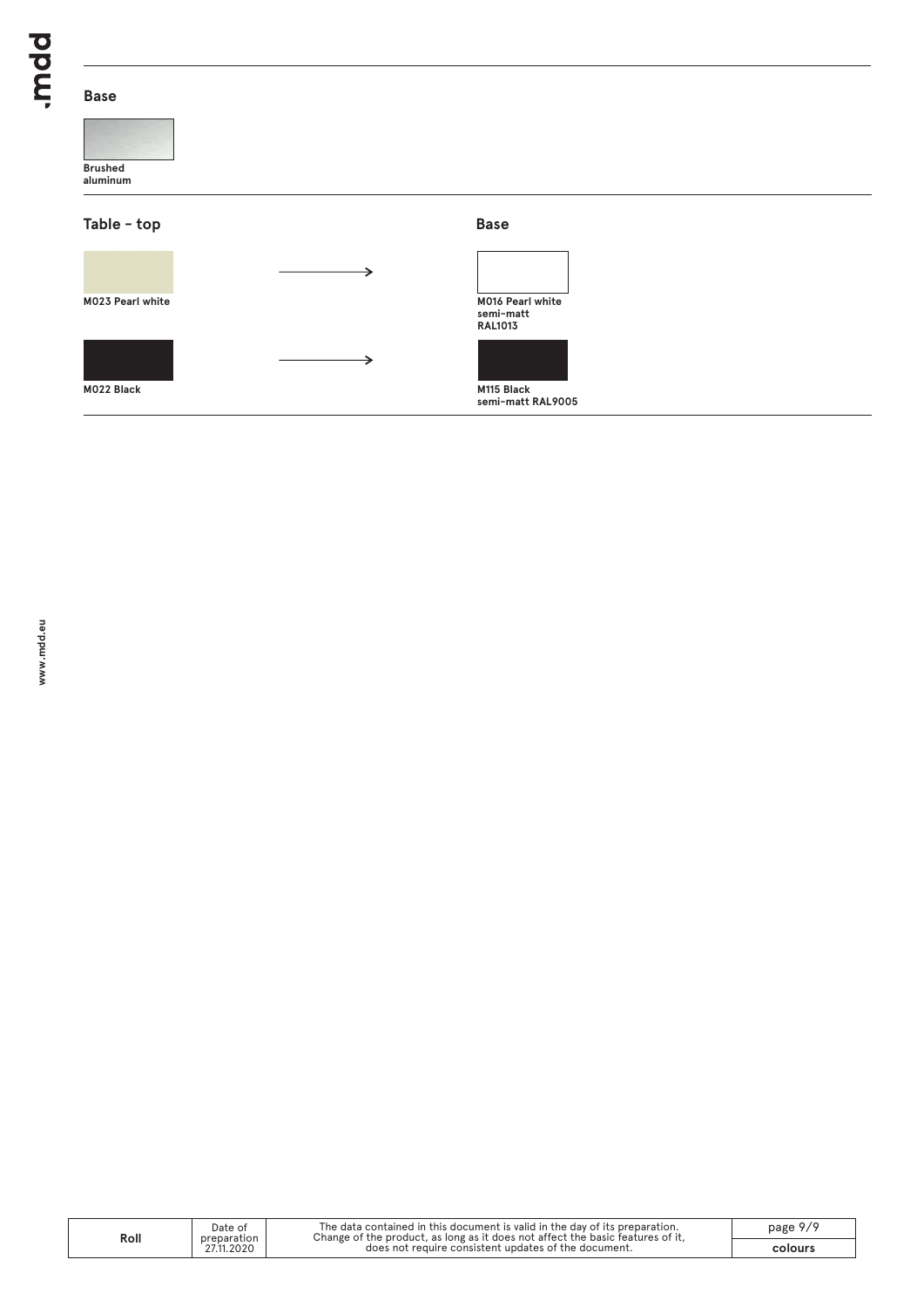## Base

Brushed aluminum

| Table - top | | Base |
|---|---|---|
| M023 Pearl white | → | M016 Pearl white semi-matt RAL1013 |
| M022 Black | → | M115 Black semi-matt RAL9005 |

| Roll | Date of preparation 27.11.2020 | The data contained in this document is valid in the day of its preparation. Change of the product, as long as it does not affect the basic features of it, does not require consistent updates of the document. | colours |
|---|---|---|---|